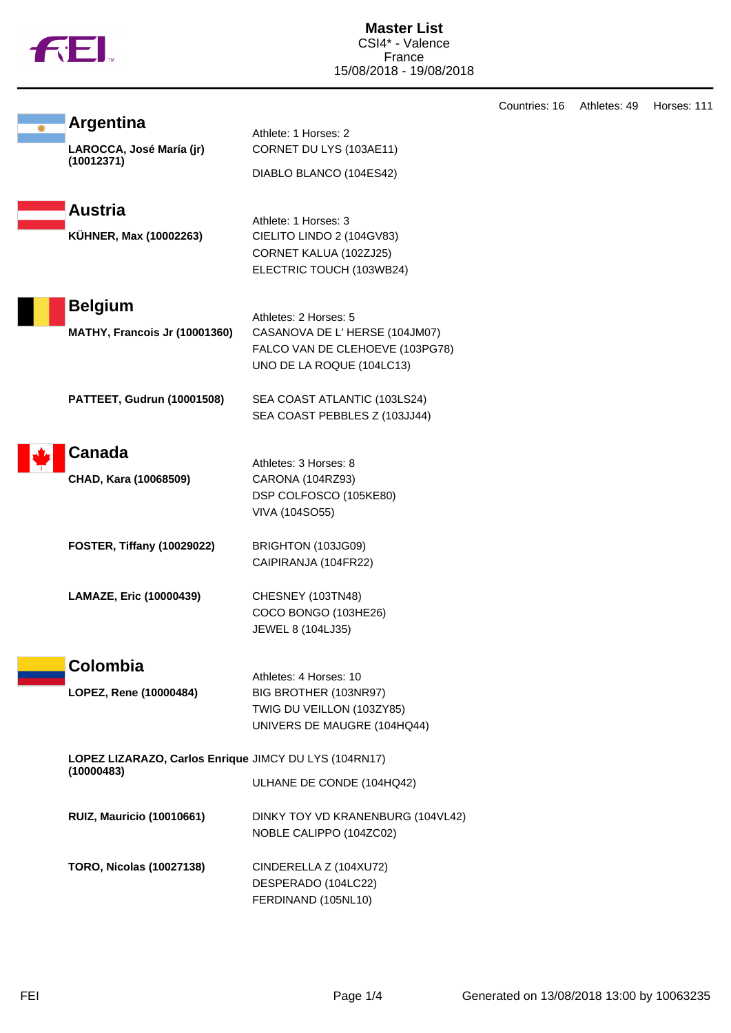# Master List

CSI4* - Valence
France
15/08/2018 - 19/08/2018

Countries: 16 Athletes: 49 Horses: 111

## Argentina

Athlete: 1 Horses: 2

**LAROCCA, José María (jr) (10012371)**
- CORNET DU LYS (103AE11)
- DIABLO BLANCO (104ES42)

## Austria

Athlete: 1 Horses: 3

**KÜHNER, Max (10002263)**
- CIELITO LINDO 2 (104GV83)
- CORNET KALUA (102ZJ25)
- ELECTRIC TOUCH (103WB24)

## Belgium

Athletes: 2 Horses: 5

**MATHY, Francois Jr (10001360)**
- CASANOVA DE L' HERSE (104JM07)
- FALCO VAN DE CLEHOEVE (103PG78)
- UNO DE LA ROQUE (104LC13)

**PATTEET, Gudrun (10001508)**
- SEA COAST ATLANTIC (103LS24)
- SEA COAST PEBBLES Z (103JJ44)

## Canada

Athletes: 3 Horses: 8

**CHAD, Kara (10068509)**
- CARONA (104RZ93)
- DSP COLFOSCO (105KE80)
- VIVA (104SO55)

**FOSTER, Tiffany (10029022)**
- BRIGHTON (103JG09)
- CAIPIRANJA (104FR22)

**LAMAZE, Eric (10000439)**
- CHESNEY (103TN48)
- COCO BONGO (103HE26)
- JEWEL 8 (104LJ35)

## Colombia

Athletes: 4 Horses: 10

**LOPEZ, Rene (10000484)**
- BIG BROTHER (103NR97)
- TWIG DU VEILLON (103ZY85)
- UNIVERS DE MAUGRE (104HQ44)

**LOPEZ LIZARAZO, Carlos Enrique (10000483)**
- JIMCY DU LYS (104RN17)
- ULHANE DE CONDE (104HQ42)

**RUIZ, Mauricio (10010661)**
- DINKY TOY VD KRANENBURG (104VL42)
- NOBLE CALIPPO (104ZC02)

**TORO, Nicolas (10027138)**
- CINDERELLA Z (104XU72)
- DESPERADO (104LC22)
- FERDINAND (105NL10)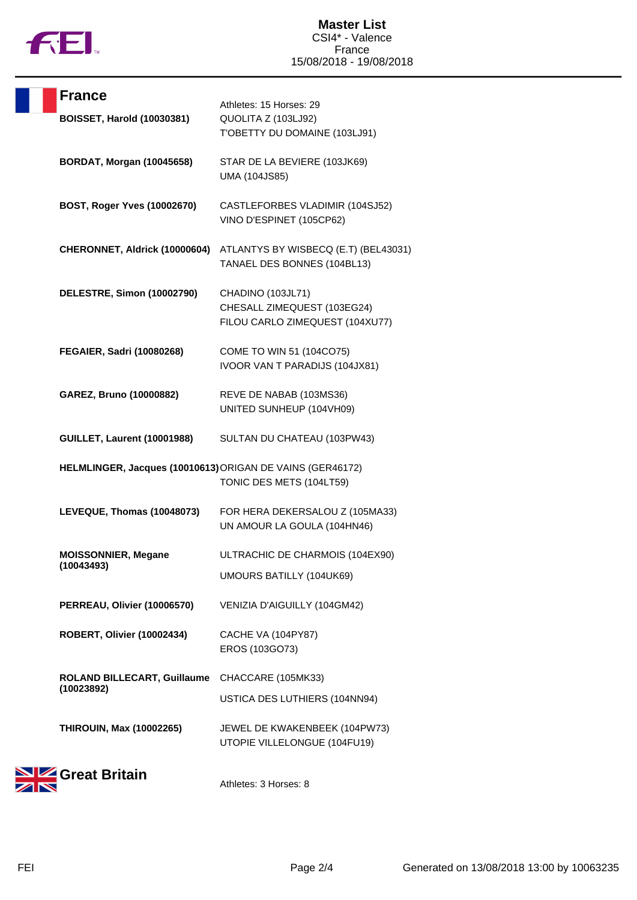# Master List
CSI4* - Valence
France
15/08/2018 - 19/08/2018

## France

Athletes: 15 Horses: 29

| Athlete | Horses |
|---|---|
| **BOISSET, Harold (10030381)** | QUOLITA Z (103LJ92)<br>T'OBETTY DU DOMAINE (103LJ91) |
| **BORDAT, Morgan (10045658)** | STAR DE LA BEVIERE (103JK69)<br>UMA (104JS85) |
| **BOST, Roger Yves (10002670)** | CASTLEFORBES VLADIMIR (104SJ52)<br>VINO D'ESPINET (105CP62) |
| **CHERONNET, Aldrick (10000604)** | ATLANTYS BY WISBECQ (E.T) (BEL43031)<br>TANAEL DES BONNES (104BL13) |
| **DELESTRE, Simon (10002790)** | CHADINO (103JL71)<br>CHESALL ZIMEQUEST (103EG24)<br>FILOU CARLO ZIMEQUEST (104XU77) |
| **FEGAIER, Sadri (10080268)** | COME TO WIN 51 (104CO75)<br>IVOOR VAN T PARADIJS (104JX81) |
| **GAREZ, Bruno (10000882)** | REVE DE NABAB (103MS36)<br>UNITED SUNHEUP (104VH09) |
| **GUILLET, Laurent (10001988)** | SULTAN DU CHATEAU (103PW43) |
| **HELMLINGER, Jacques (10010613)** | ORIGAN DE VAINS (GER46172)<br>TONIC DES METS (104LT59) |
| **LEVEQUE, Thomas (10048073)** | FOR HERA DEKERSALOU Z (105MA33)<br>UN AMOUR LA GOULA (104HN46) |
| **MOISSONNIER, Megane (10043493)** | ULTRACHIC DE CHARMOIS (104EX90)<br>UMOURS BATILLY (104UK69) |
| **PERREAU, Olivier (10006570)** | VENIZIA D'AIGUILLY (104GM42) |
| **ROBERT, Olivier (10002434)** | CACHE VA (104PY87)<br>EROS (103GO73) |
| **ROLAND BILLECART, Guillaume (10023892)** | CHACCARE (105MK33)<br>USTICA DES LUTHIERS (104NN94) |
| **THIROUIN, Max (10002265)** | JEWEL DE KWAKENBEEK (104PW73)<br>UTOPIE VILLELONGUE (104FU19) |

## Great Britain

Athletes: 3 Horses: 8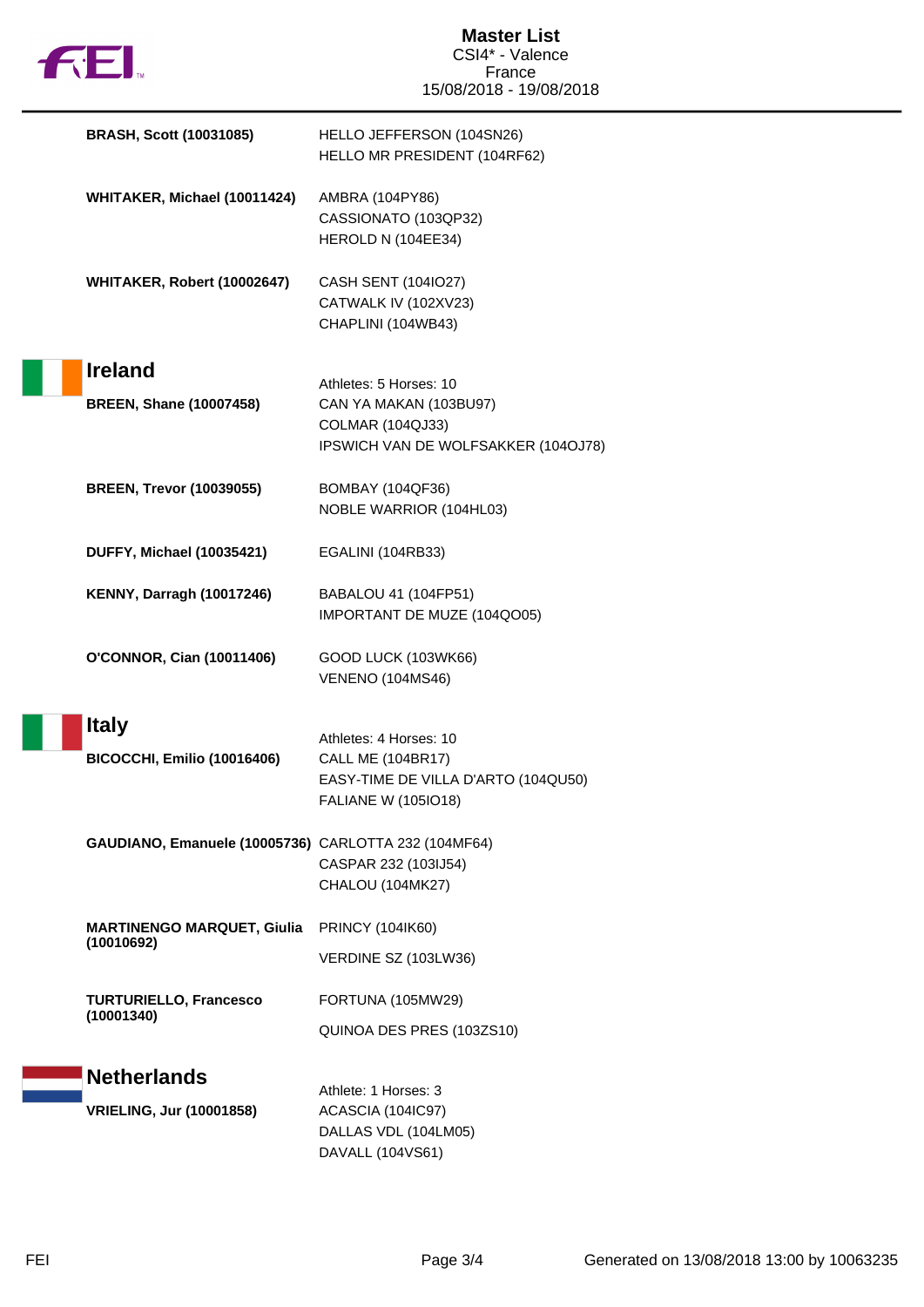# Master List

CSI4* - Valence
France
15/08/2018 - 19/08/2018

| Athlete | Horses |
| --- | --- |
| **BRASH, Scott (10031085)** | HELLO JEFFERSON (104SN26)<br>HELLO MR PRESIDENT (104RF62) |
| **WHITAKER, Michael (10011424)** | AMBRA (104PY86)<br>CASSIONATO (103QP32)<br>HEROLD N (104EE34) |
| **WHITAKER, Robert (10002647)** | CASH SENT (104IO27)<br>CATWALK IV (102XV23)<br>CHAPLINI (104WB43) |

## Ireland

Athletes: 5 Horses: 10

| Athlete | Horses |
| --- | --- |
| **BREEN, Shane (10007458)** | CAN YA MAKAN (103BU97)<br>COLMAR (104QJ33)<br>IPSWICH VAN DE WOLFSAKKER (104OJ78) |
| **BREEN, Trevor (10039055)** | BOMBAY (104QF36)<br>NOBLE WARRIOR (104HL03) |
| **DUFFY, Michael (10035421)** | EGALINI (104RB33) |
| **KENNY, Darragh (10017246)** | BABALOU 41 (104FP51)<br>IMPORTANT DE MUZE (104QO05) |
| **O'CONNOR, Cian (10011406)** | GOOD LUCK (103WK66)<br>VENENO (104MS46) |

## Italy

Athletes: 4 Horses: 10

| Athlete | Horses |
| --- | --- |
| **BICOCCHI, Emilio (10016406)** | CALL ME (104BR17)<br>EASY-TIME DE VILLA D'ARTO (104QU50)<br>FALIANE W (105IO18) |
| **GAUDIANO, Emanuele (10005736)** | CARLOTTA 232 (104MF64)<br>CASPAR 232 (103IJ54)<br>CHALOU (104MK27) |
| **MARTINENGO MARQUET, Giulia (10010692)** | PRINCY (104IK60)<br>VERDINE SZ (103LW36) |
| **TURTURIELLO, Francesco (10001340)** | FORTUNA (105MW29)<br>QUINOA DES PRES (103ZS10) |

## Netherlands

Athlete: 1 Horses: 3

| Athlete | Horses |
| --- | --- |
| **VRIELING, Jur (10001858)** | ACASCIA (104IC97)<br>DALLAS VDL (104LM05)<br>DAVALL (104VS61) |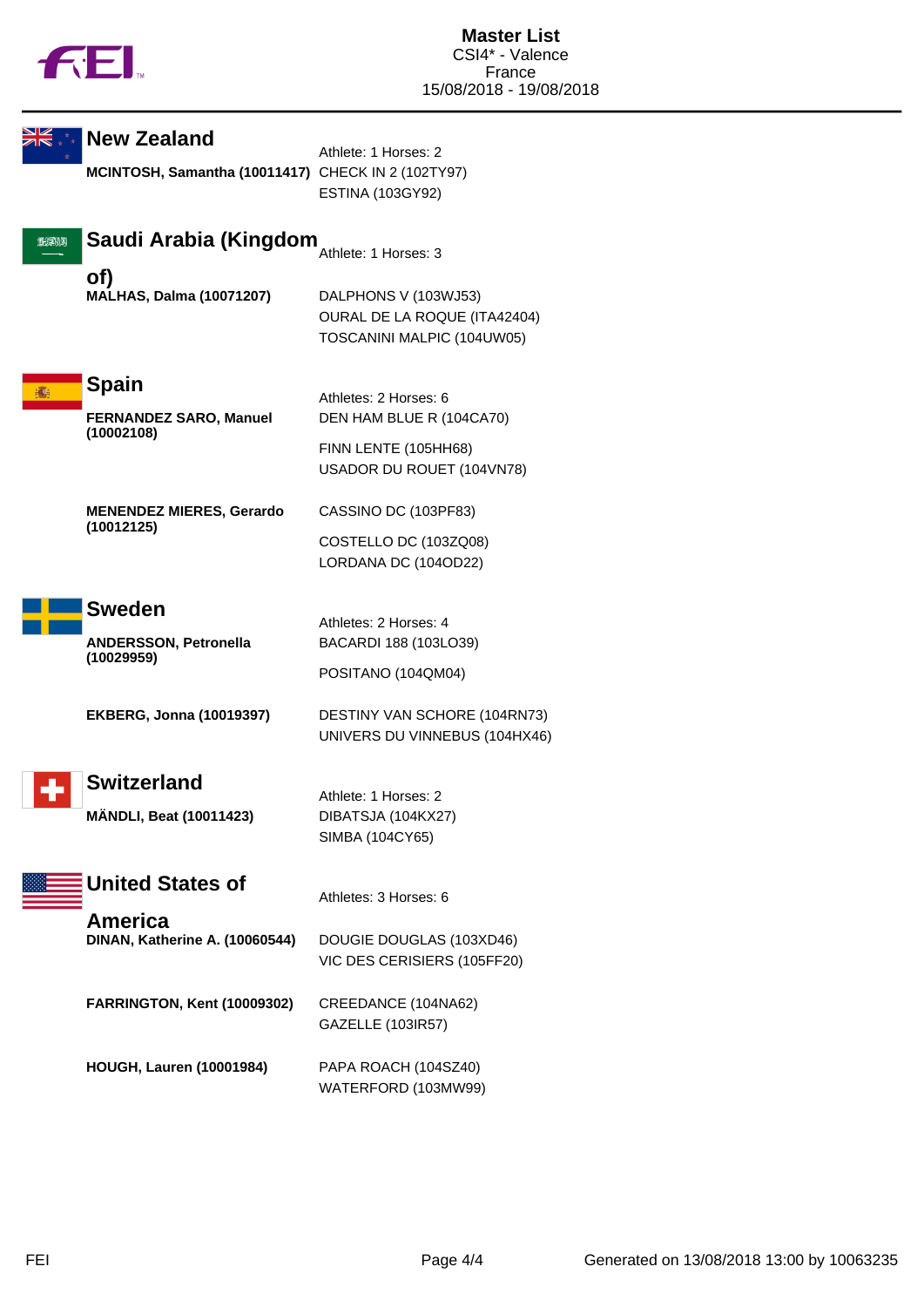# Master List
CSI4* - Valence
France
15/08/2018 - 19/08/2018

## New Zealand

Athlete: 1 Horses: 2

| | |
|---|---|
| **MCINTOSH, Samantha (10011417)** | CHECK IN 2 (102TY97)<br>ESTINA (103GY92) |

## Saudi Arabia (Kingdom of)

Athlete: 1 Horses: 3

| | |
|---|---|
| **MALHAS, Dalma (10071207)** | DALPHONS V (103WJ53)<br>OURAL DE LA ROQUE (ITA42404)<br>TOSCANINI MALPIC (104UW05) |

## Spain

Athletes: 2 Horses: 6

| | |
|---|---|
| **FERNANDEZ SARO, Manuel (10002108)** | DEN HAM BLUE R (104CA70)<br>FINN LENTE (105HH68)<br>USADOR DU ROUET (104VN78) |
| **MENENDEZ MIERES, Gerardo (10012125)** | CASSINO DC (103PF83)<br>COSTELLO DC (103ZQ08)<br>LORDANA DC (104OD22) |

## Sweden

Athletes: 2 Horses: 4

| | |
|---|---|
| **ANDERSSON, Petronella (10029959)** | BACARDI 188 (103LO39)<br>POSITANO (104QM04) |
| **EKBERG, Jonna (10019397)** | DESTINY VAN SCHORE (104RN73)<br>UNIVERS DU VINNEBUS (104HX46) |

## Switzerland

Athlete: 1 Horses: 2

| | |
|---|---|
| **MÄNDLI, Beat (10011423)** | DIBATSJA (104KX27)<br>SIMBA (104CY65) |

## United States of America

Athletes: 3 Horses: 6

| | |
|---|---|
| **DINAN, Katherine A. (10060544)** | DOUGIE DOUGLAS (103XD46)<br>VIC DES CERISIERS (105FF20) |
| **FARRINGTON, Kent (10009302)** | CREEDANCE (104NA62)<br>GAZELLE (103IR57) |
| **HOUGH, Lauren (10001984)** | PAPA ROACH (104SZ40)<br>WATERFORD (103MW99) |

Generated on 13/08/2018 13:00 by 10063235